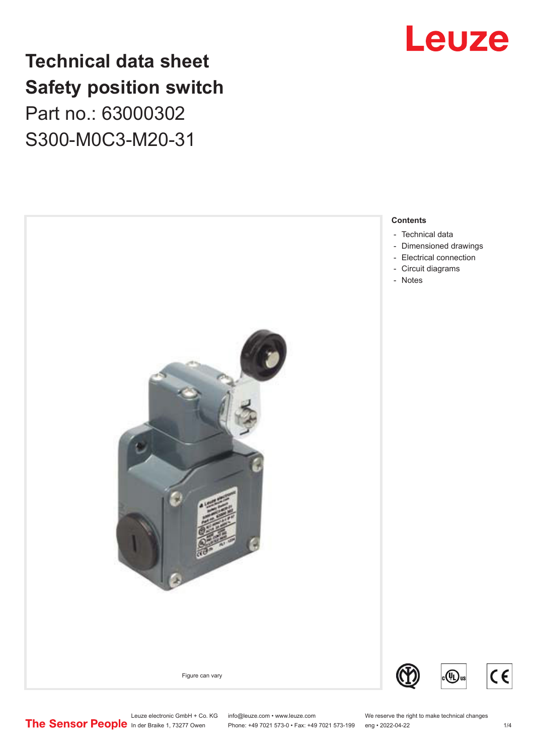# Technical data sheet
# Safety position switch

Part no.: 63000302

S300-M0C3-M20-31

Figure can vary

**Contents**

- Technical data
- Dimensioned drawings
- Electrical connection
- Circuit diagrams
- Notes

Leuze electronic GmbH + Co. KG
In der Braike 1, 73277 Owen

info@leuze.com • www.leuze.com
Phone: +49 7021 573-0 • Fax: +49 7021 573-199

We reserve the right to make technical changes
eng • 2022-04-22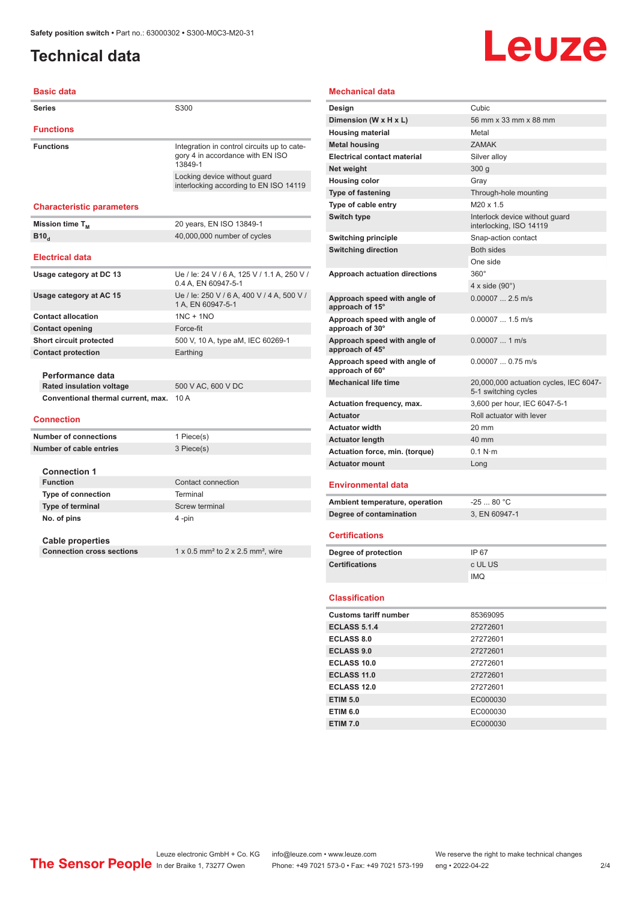# Technical data

## Basic data

| | |
|---|---|
| **Series** | S300 |

## Functions

| | |
|---|---|
| **Functions** | Integration in control circuits up to category 4 in accordance with EN ISO 13849-1 |
| | Locking device without guard interlocking according to EN ISO 14119 |

## Characteristic parameters

| | |
|---|---|
| **Mission time $T_M$** | 20 years, EN ISO 13849-1 |
| **$B10_d$** | 40,000,000 number of cycles |

## Electrical data

| | |
|---|---|
| **Usage category at DC 13** | Ue / Ie: 24 V / 6 A, 125 V / 1.1 A, 250 V / 0.4 A, EN 60947-5-1 |
| **Usage category at AC 15** | Ue / Ie: 250 V / 6 A, 400 V / 4 A, 500 V / 1 A, EN 60947-5-1 |
| **Contact allocation** | 1NC + 1NO |
| **Contact opening** | Force-fit |
| **Short circuit protected** | 500 V, 10 A, type aM, IEC 60269-1 |
| **Contact protection** | Earthing |

### Performance data

| | |
|---|---|
| **Rated insulation voltage** | 500 V AC, 600 V DC |
| **Conventional thermal current, max.** | 10 A |

## Connection

| | |
|---|---|
| **Number of connections** | 1 Piece(s) |
| **Number of cable entries** | 3 Piece(s) |

### Connection 1

| | |
|---|---|
| **Function** | Contact connection |
| **Type of connection** | Terminal |
| **Type of terminal** | Screw terminal |
| **No. of pins** | 4 -pin |

### Cable properties

| | |
|---|---|
| **Connection cross sections** | 1 x 0.5 mm² to 2 x 2.5 mm², wire |

## Mechanical data

| | |
|---|---|
| **Design** | Cubic |
| **Dimension (W x H x L)** | 56 mm x 33 mm x 88 mm |
| **Housing material** | Metal |
| **Metal housing** | ZAMAK |
| **Electrical contact material** | Silver alloy |
| **Net weight** | 300 g |
| **Housing color** | Gray |
| **Type of fastening** | Through-hole mounting |
| **Type of cable entry** | M20 x 1.5 |
| **Switch type** | Interlock device without guard interlocking, ISO 14119 |
| **Switching principle** | Snap-action contact |
| **Switching direction** | Both sides |
| | One side |
| **Approach actuation directions** | 360° |
| | 4 x side (90°) |
| **Approach speed with angle of approach of 15°** | 0.00007 ... 2.5 m/s |
| **Approach speed with angle of approach of 30°** | 0.00007 ... 1.5 m/s |
| **Approach speed with angle of approach of 45°** | 0.00007 ... 1 m/s |
| **Approach speed with angle of approach of 60°** | 0.00007 ... 0.75 m/s |
| **Mechanical life time** | 20,000,000 actuation cycles, IEC 6047-5-1 switching cycles |
| **Actuation frequency, max.** | 3,600 per hour, IEC 6047-5-1 |
| **Actuator** | Roll actuator with lever |
| **Actuator width** | 20 mm |
| **Actuator length** | 40 mm |
| **Actuation force, min. (torque)** | 0.1 N·m |
| **Actuator mount** | Long |

## Environmental data

| | |
|---|---|
| **Ambient temperature, operation** | -25 ... 80 °C |
| **Degree of contamination** | 3, EN 60947-1 |

## Certifications

| | |
|---|---|
| **Degree of protection** | IP 67 |
| **Certifications** | c UL US |
| | IMQ |

## Classification

| | |
|---|---|
| **Customs tariff number** | 85369095 |
| **ECLASS 5.1.4** | 27272601 |
| **ECLASS 8.0** | 27272601 |
| **ECLASS 9.0** | 27272601 |
| **ECLASS 10.0** | 27272601 |
| **ECLASS 11.0** | 27272601 |
| **ECLASS 12.0** | 27272601 |
| **ETIM 5.0** | EC000030 |
| **ETIM 6.0** | EC000030 |
| **ETIM 7.0** | EC000030 |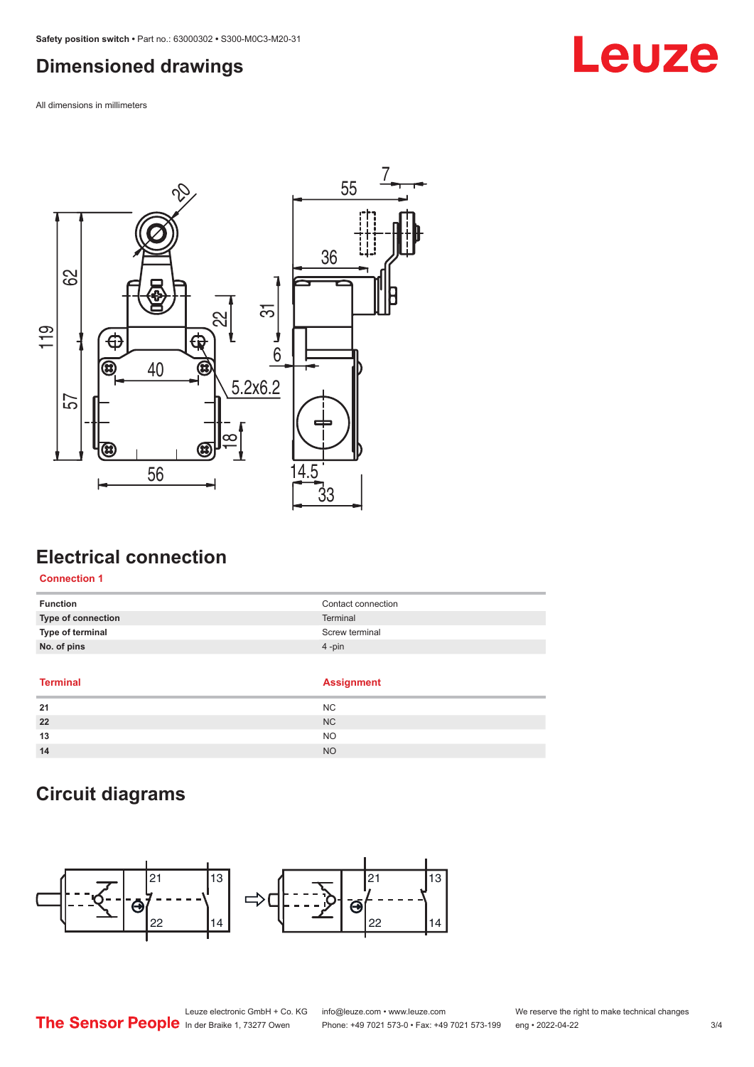## Dimensioned drawings

All dimensions in millimeters

## Electrical connection

**Connection 1**

| **Function** | Contact connection |
|---|---|
| **Type of connection** | Terminal |
| **Type of terminal** | Screw terminal |
| **No. of pins** | 4 -pin |

| Terminal | Assignment |
|---|---|
| **21** | NC |
| **22** | NC |
| **13** | NO |
| **14** | NO |

## Circuit diagrams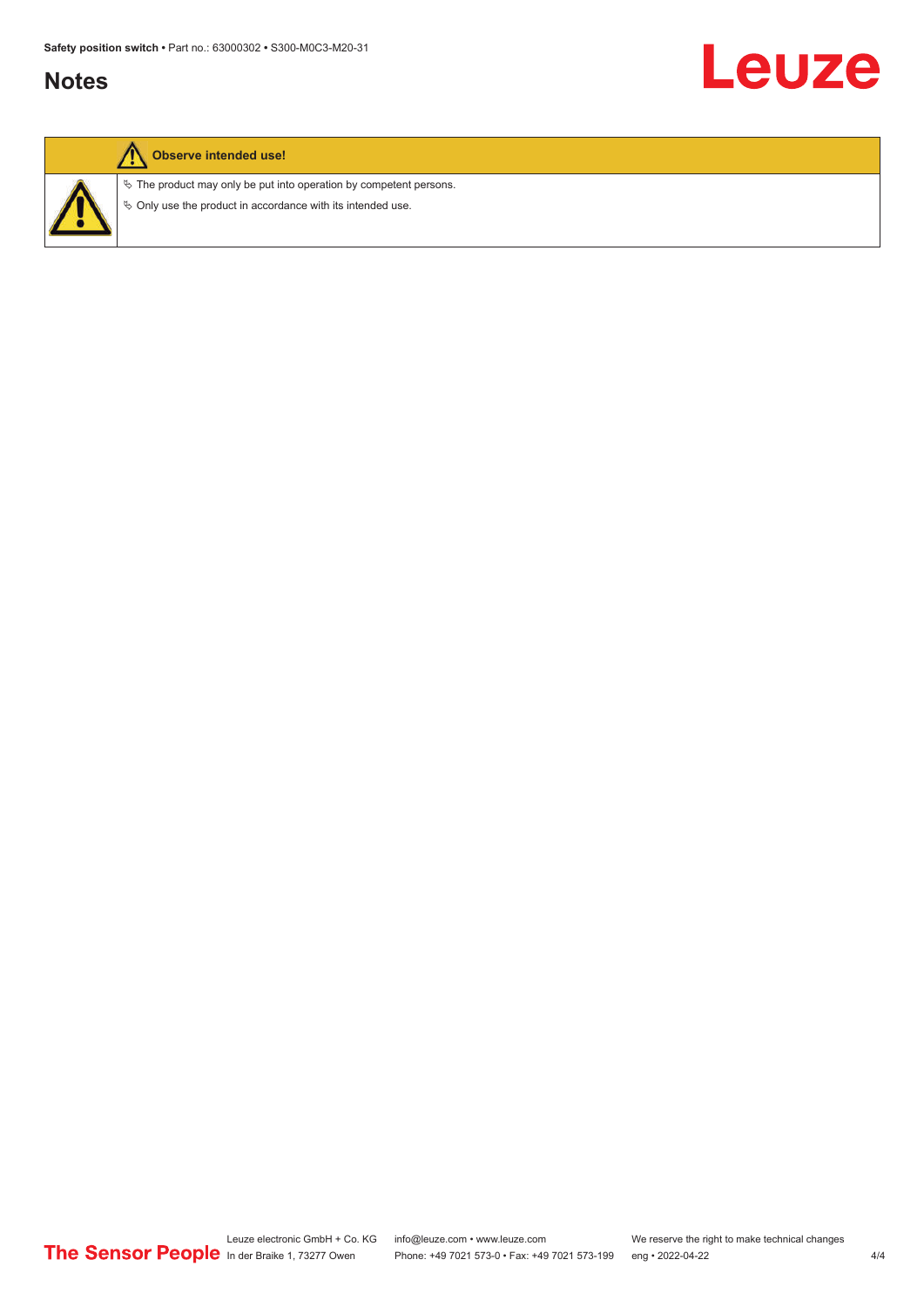## Notes

**Observe intended use!**

- ✎ The product may only be put into operation by competent persons.
- ✎ Only use the product in accordance with its intended use.